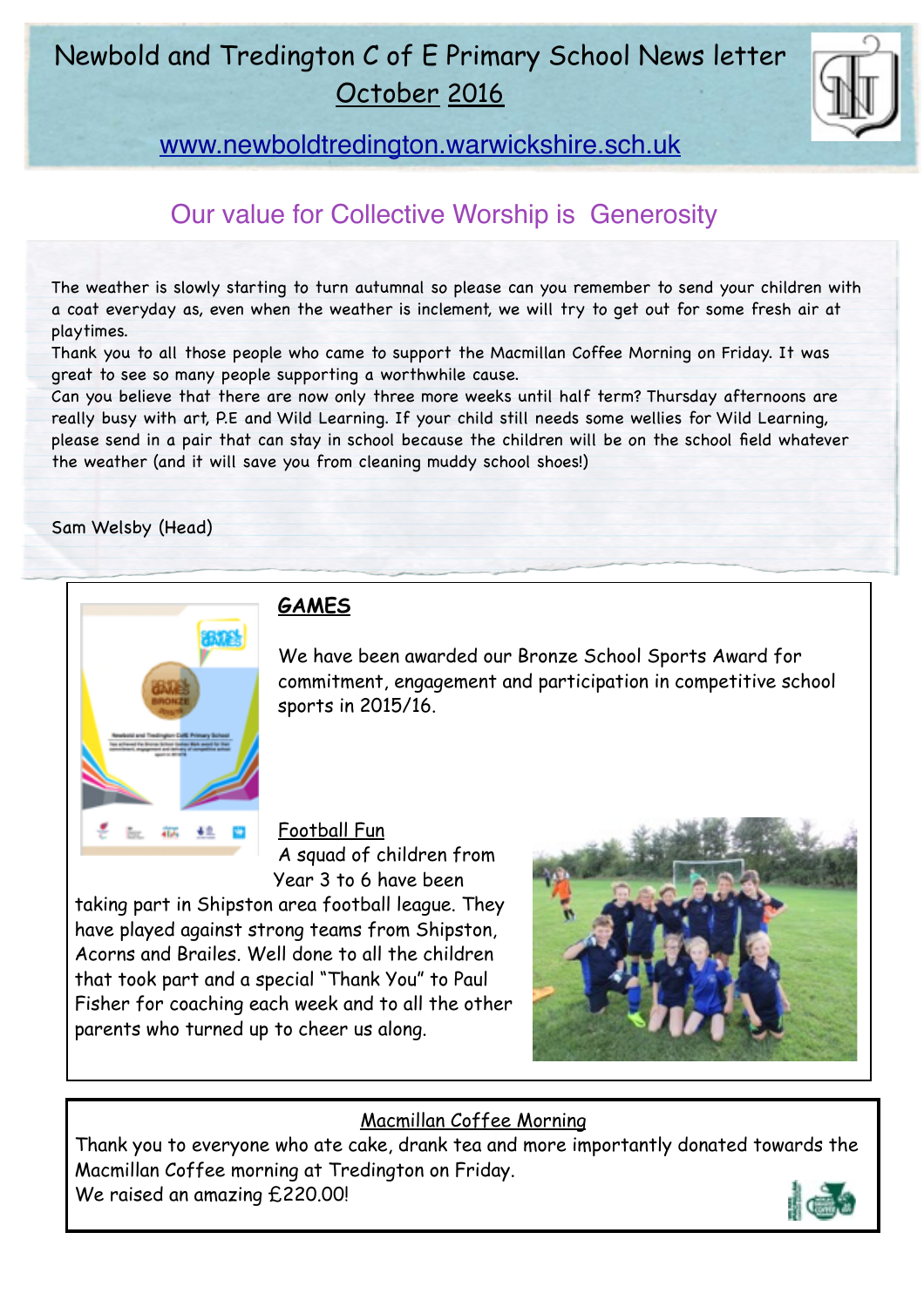# Newbold and Tredington C of E Primary School News letter October 2016

www.newboldtredington.warwickshire.sch.uk

## Our value for Collective Worship is Generosity

The weather is slowly starting to turn autumnal so please can you remember to send your children with a coat everyday as, even when the weather is inclement, we will try to get out for some fresh air at playtimes.

Thank you to all those people who came to support the Macmillan Coffee Morning on Friday. It was great to see so many people supporting a worthwhile cause.

Can you believe that there are now only three more weeks until half term? Thursday afternoons are really busy with art, P.E and Wild Learning. If your child still needs some wellies for Wild Learning, please send in a pair that can stay in school because the children will be on the school field whatever the weather (and it will save you from cleaning muddy school shoes!)

Sam Welsby (Head)

## GAMES

We have been awarded our Bronze School Sports Award for commitment, engagement and participation in competitive school sports in 2015/16.

### Football Fun

A squad of children from Year 3 to 6 have been taking part in Shipston area football league. They have played against strong teams from Shipston, Acorns and Brailes. Well done to all the children that took part and a special "Thank You" to Paul Fisher for coaching each week and to all the other parents who turned up to cheer us along.

## Macmillan Coffee Morning

Thank you to everyone who ate cake, drank tea and more importantly donated towards the Macmillan Coffee morning at Tredington on Friday.

We raised an amazing £220.00!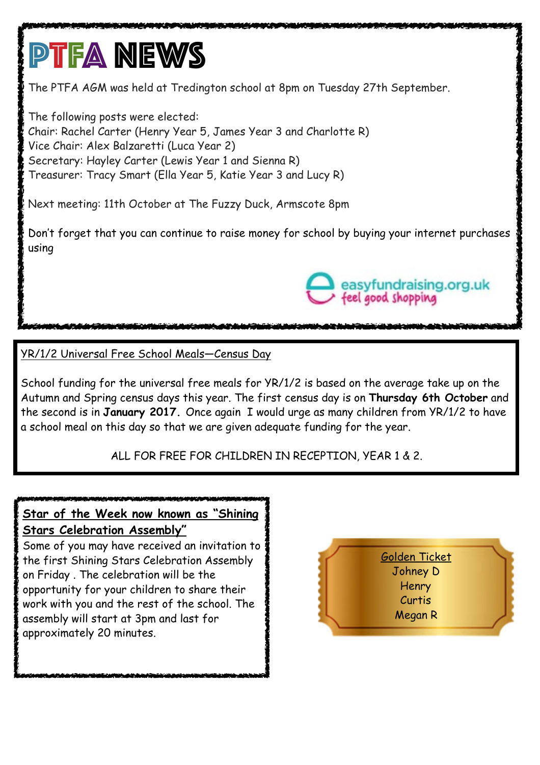# PTFA NEWS

The PTFA AGM was held at Tredington school at 8pm on Tuesday 27th September.

The following posts were elected:
Chair: Rachel Carter (Henry Year 5, James Year 3 and Charlotte R)
Vice Chair: Alex Balzaretti (Luca Year 2)
Secretary: Hayley Carter (Lewis Year 1 and Sienna R)
Treasurer: Tracy Smart (Ella Year 5, Katie Year 3 and Lucy R)

Next meeting: 11th October at The Fuzzy Duck, Armscote 8pm

Don't forget that you can continue to raise money for school by buying your internet purchases using

easyfundraising.org.uk
feel good shopping

YR/1/2 Universal Free School Meals—Census Day

School funding for the universal free meals for YR/1/2 is based on the average take up on the Autumn and Spring census days this year. The first census day is on **Thursday 6th October** and the second is in **January 2017.** Once again I would urge as many children from YR/1/2 to have a school meal on this day so that we are given adequate funding for the year.

ALL FOR FREE FOR CHILDREN IN RECEPTION, YEAR 1 & 2.

**Star of the Week now known as "Shining Stars Celebration Assembly"**

Some of you may have received an invitation to the first Shining Stars Celebration Assembly on Friday . The celebration will be the opportunity for your children to share their work with you and the rest of the school. The assembly will start at 3pm and last for approximately 20 minutes.

Golden Ticket
Johney D
Henry
Curtis
Megan R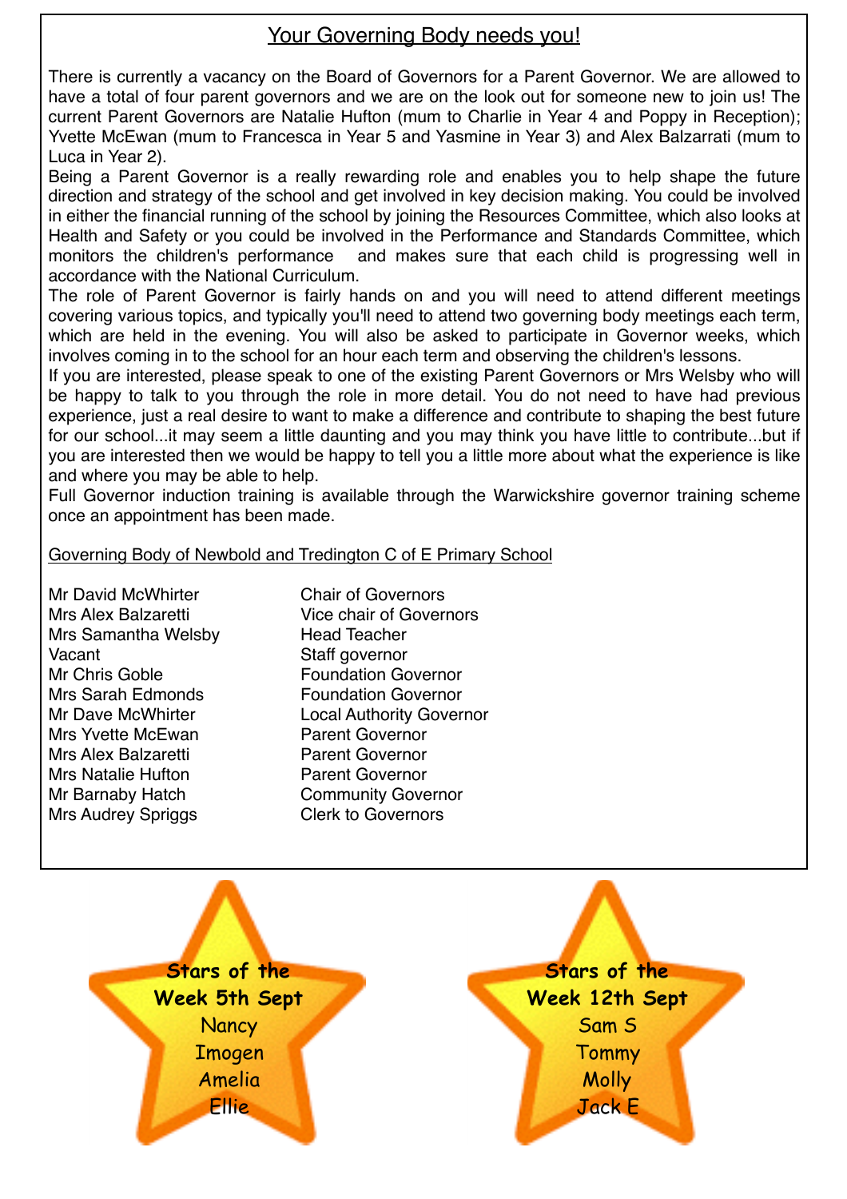## Your Governing Body needs you!

There is currently a vacancy on the Board of Governors for a Parent Governor. We are allowed to have a total of four parent governors and we are on the look out for someone new to join us! The current Parent Governors are Natalie Hufton (mum to Charlie in Year 4 and Poppy in Reception); Yvette McEwan (mum to Francesca in Year 5 and Yasmine in Year 3) and Alex Balzarrati (mum to Luca in Year 2).

Being a Parent Governor is a really rewarding role and enables you to help shape the future direction and strategy of the school and get involved in key decision making. You could be involved in either the financial running of the school by joining the Resources Committee, which also looks at Health and Safety or you could be involved in the Performance and Standards Committee, which monitors the children's performance and makes sure that each child is progressing well in accordance with the National Curriculum.

The role of Parent Governor is fairly hands on and you will need to attend different meetings covering various topics, and typically you'll need to attend two governing body meetings each term, which are held in the evening. You will also be asked to participate in Governor weeks, which involves coming in to the school for an hour each term and observing the children's lessons.

If you are interested, please speak to one of the existing Parent Governors or Mrs Welsby who will be happy to talk to you through the role in more detail. You do not need to have had previous experience, just a real desire to want to make a difference and contribute to shaping the best future for our school...it may seem a little daunting and you may think you have little to contribute...but if you are interested then we would be happy to tell you a little more about what the experience is like and where you may be able to help.

Full Governor induction training is available through the Warwickshire governor training scheme once an appointment has been made.

Governing Body of Newbold and Tredington C of E Primary School

| Name | Role |
|---|---|
| Mr David McWhirter | Chair of Governors |
| Mrs Alex Balzaretti | Vice chair of Governors |
| Mrs Samantha Welsby | Head Teacher |
| Vacant | Staff governor |
| Mr Chris Goble | Foundation Governor |
| Mrs Sarah Edmonds | Foundation Governor |
| Mr Dave McWhirter | Local Authority Governor |
| Mrs Yvette McEwan | Parent Governor |
| Mrs Alex Balzaretti | Parent Governor |
| Mrs Natalie Hufton | Parent Governor |
| Mr Barnaby Hatch | Community Governor |
| Mrs Audrey Spriggs | Clerk to Governors |

**Stars of the Week 5th Sept**
Nancy
Imogen
Amelia
Ellie

**Stars of the Week 12th Sept**
Sam S
Tommy
Molly
Jack E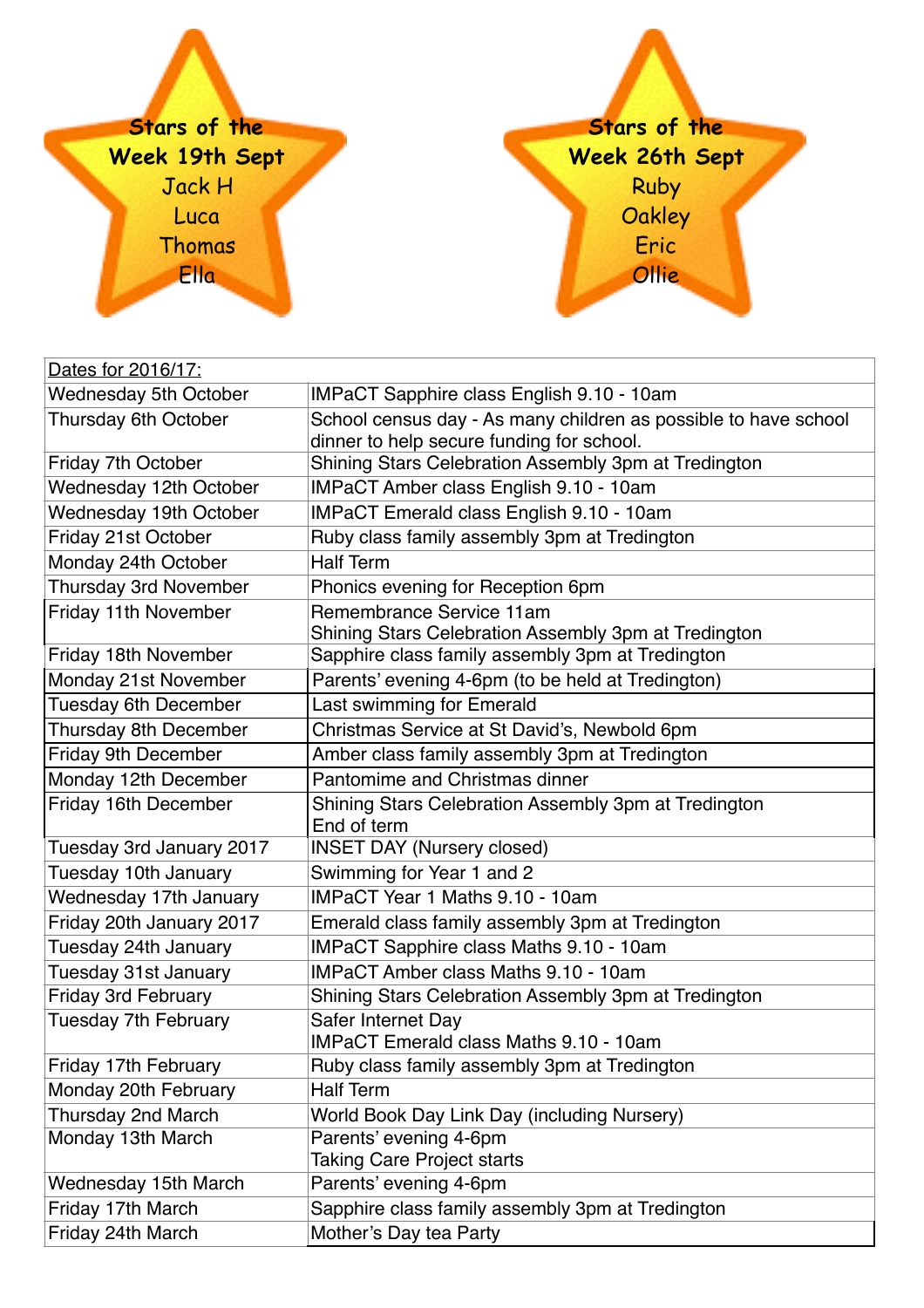**Stars of the Week 19th Sept**

Jack H
Luca
Thomas
Ella

**Stars of the Week 26th Sept**

Ruby
Oakley
Eric
Ollie

| Dates for 2016/17: | |
|---|---|
| Wednesday 5th October | IMPaCT Sapphire class English 9.10 - 10am |
| Thursday 6th October | School census day - As many children as possible to have school dinner to help secure funding for school. |
| Friday 7th October | Shining Stars Celebration Assembly 3pm at Tredington |
| Wednesday 12th October | IMPaCT Amber class English 9.10 - 10am |
| Wednesday 19th October | IMPaCT Emerald class English 9.10 - 10am |
| Friday 21st October | Ruby class family assembly 3pm at Tredington |
| Monday 24th October | Half Term |
| Thursday 3rd November | Phonics evening for Reception 6pm |
| Friday 11th November | Remembrance Service 11am<br>Shining Stars Celebration Assembly 3pm at Tredington |
| Friday 18th November | Sapphire class family assembly 3pm at Tredington |
| Monday 21st November | Parents' evening 4-6pm (to be held at Tredington) |
| Tuesday 6th December | Last swimming for Emerald |
| Thursday 8th December | Christmas Service at St David's, Newbold 6pm |
| Friday 9th December | Amber class family assembly 3pm at Tredington |
| Monday 12th December | Pantomime and Christmas dinner |
| Friday 16th December | Shining Stars Celebration Assembly 3pm at Tredington<br>End of term |
| Tuesday 3rd January 2017 | INSET DAY (Nursery closed) |
| Tuesday 10th January | Swimming for Year 1 and 2 |
| Wednesday 17th January | IMPaCT Year 1 Maths 9.10 - 10am |
| Friday 20th January 2017 | Emerald class family assembly 3pm at Tredington |
| Tuesday 24th January | IMPaCT Sapphire class Maths 9.10 - 10am |
| Tuesday 31st January | IMPaCT Amber class Maths 9.10 - 10am |
| Friday 3rd February | Shining Stars Celebration Assembly 3pm at Tredington |
| Tuesday 7th February | Safer Internet Day<br>IMPaCT Emerald class Maths 9.10 - 10am |
| Friday 17th February | Ruby class family assembly 3pm at Tredington |
| Monday 20th February | Half Term |
| Thursday 2nd March | World Book Day Link Day (including Nursery) |
| Monday 13th March | Parents' evening 4-6pm<br>Taking Care Project starts |
| Wednesday 15th March | Parents' evening 4-6pm |
| Friday 17th March | Sapphire class family assembly 3pm at Tredington |
| Friday 24th March | Mother's Day tea Party |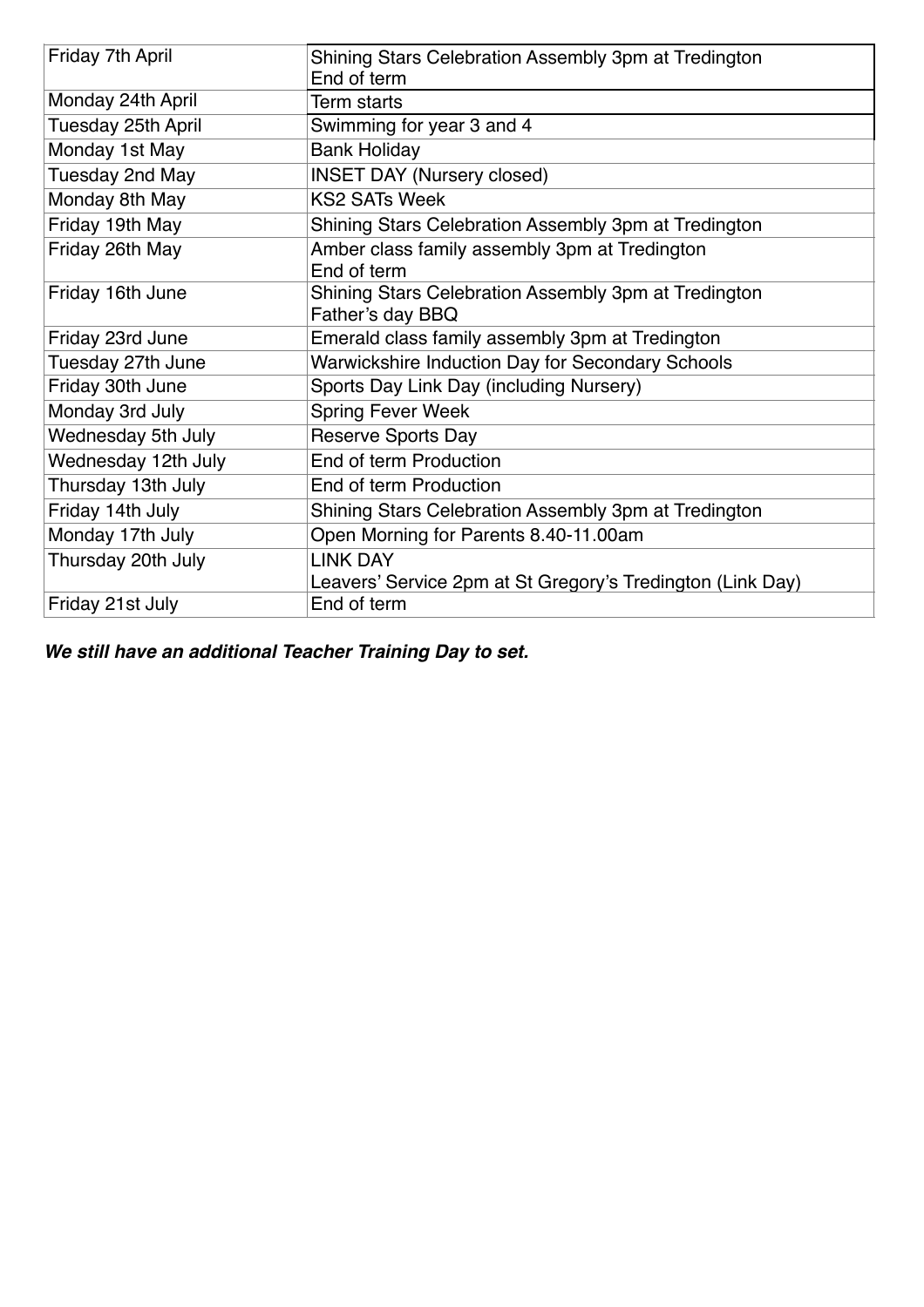| | |
|---|---|
| Friday 7th April | Shining Stars Celebration Assembly 3pm at Tredington<br>End of term |
| Monday 24th April | Term starts |
| Tuesday 25th April | Swimming for year 3 and 4 |
| Monday 1st May | Bank Holiday |
| Tuesday 2nd May | INSET DAY (Nursery closed) |
| Monday 8th May | KS2 SATs Week |
| Friday 19th May | Shining Stars Celebration Assembly 3pm at Tredington |
| Friday 26th May | Amber class family assembly 3pm at Tredington<br>End of term |
| Friday 16th June | Shining Stars Celebration Assembly 3pm at Tredington<br>Father's day BBQ |
| Friday 23rd June | Emerald class family assembly 3pm at Tredington |
| Tuesday 27th June | Warwickshire Induction Day for Secondary Schools |
| Friday 30th June | Sports Day Link Day (including Nursery) |
| Monday 3rd July | Spring Fever Week |
| Wednesday 5th July | Reserve Sports Day |
| Wednesday 12th July | End of term Production |
| Thursday 13th July | End of term Production |
| Friday 14th July | Shining Stars Celebration Assembly 3pm at Tredington |
| Monday 17th July | Open Morning for Parents 8.40-11.00am |
| Thursday 20th July | LINK DAY<br>Leavers' Service 2pm at St Gregory's Tredington (Link Day) |
| Friday 21st July | End of term |

***We still have an additional Teacher Training Day to set.***